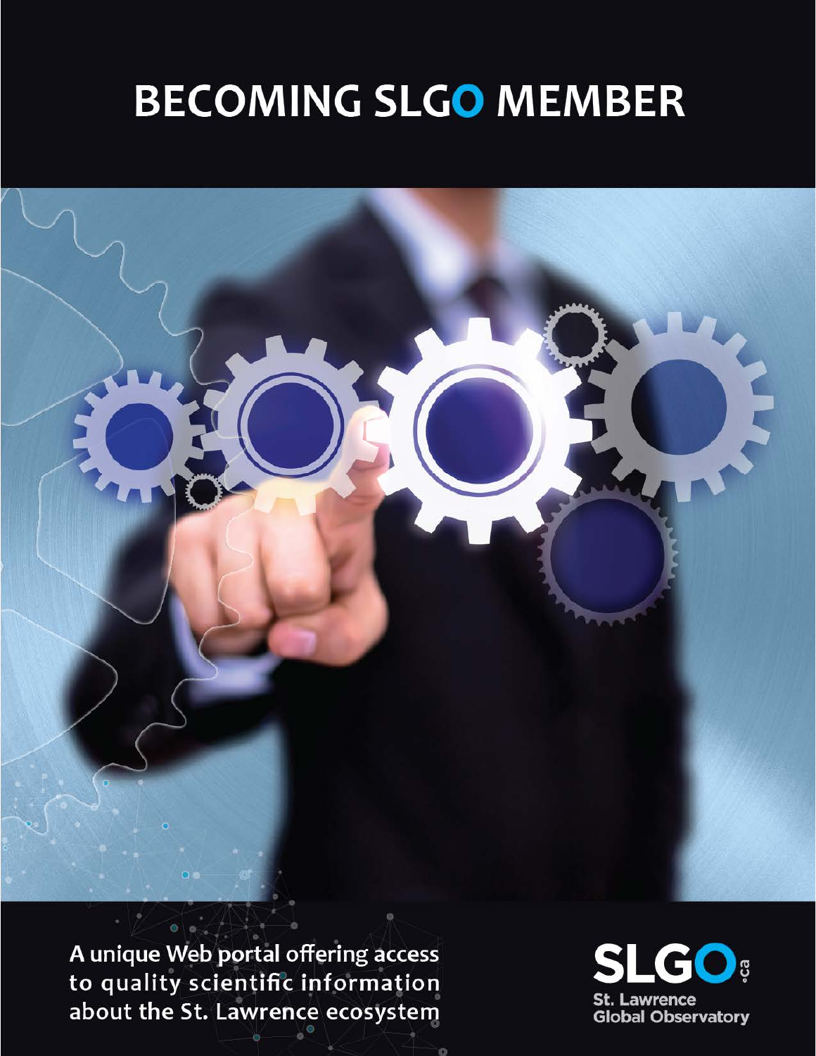# BECOMING SLGO MEMBER

A unique Web portal offering access to quality scientific information about the St. Lawrence ecosystem

SLGO.ca

St. Lawrence Global Observatory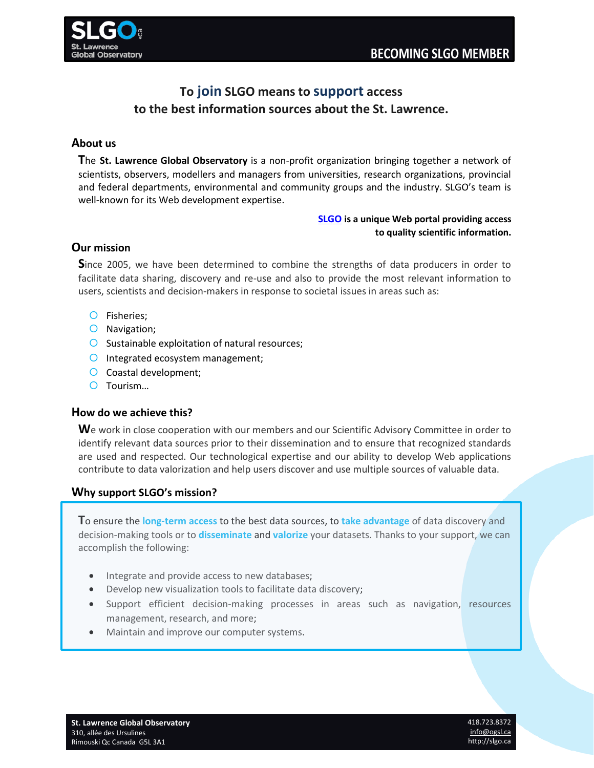# BECOMING SLGO MEMBER

## To join SLGO means to support access to the best information sources about the St. Lawrence.

### About us

The **St. Lawrence Global Observatory** is a non-profit organization bringing together a network of scientists, observers, modellers and managers from universities, research organizations, provincial and federal departments, environmental and community groups and the industry. SLGO's team is well-known for its Web development expertise.

**SLGO is a unique Web portal providing access to quality scientific information.**

### Our mission

Since 2005, we have been determined to combine the strengths of data producers in order to facilitate data sharing, discovery and re-use and also to provide the most relevant information to users, scientists and decision-makers in response to societal issues in areas such as:

- Fisheries;
- Navigation;
- Sustainable exploitation of natural resources;
- Integrated ecosystem management;
- Coastal development;
- Tourism…

### How do we achieve this?

We work in close cooperation with our members and our Scientific Advisory Committee in order to identify relevant data sources prior to their dissemination and to ensure that recognized standards are used and respected. Our technological expertise and our ability to develop Web applications contribute to data valorization and help users discover and use multiple sources of valuable data.

### Why support SLGO's mission?

To ensure the **long-term access** to the best data sources, to **take advantage** of data discovery and decision-making tools or to **disseminate** and **valorize** your datasets. Thanks to your support, we can accomplish the following:

- Integrate and provide access to new databases;
- Develop new visualization tools to facilitate data discovery;
- Support efficient decision-making processes in areas such as navigation, resources management, research, and more;
- Maintain and improve our computer systems.

**St. Lawrence Global Observatory**
310, allée des Ursulines
Rimouski Qc Canada G5L 3A1

418.723.8372
info@ogsl.ca
http://slgo.ca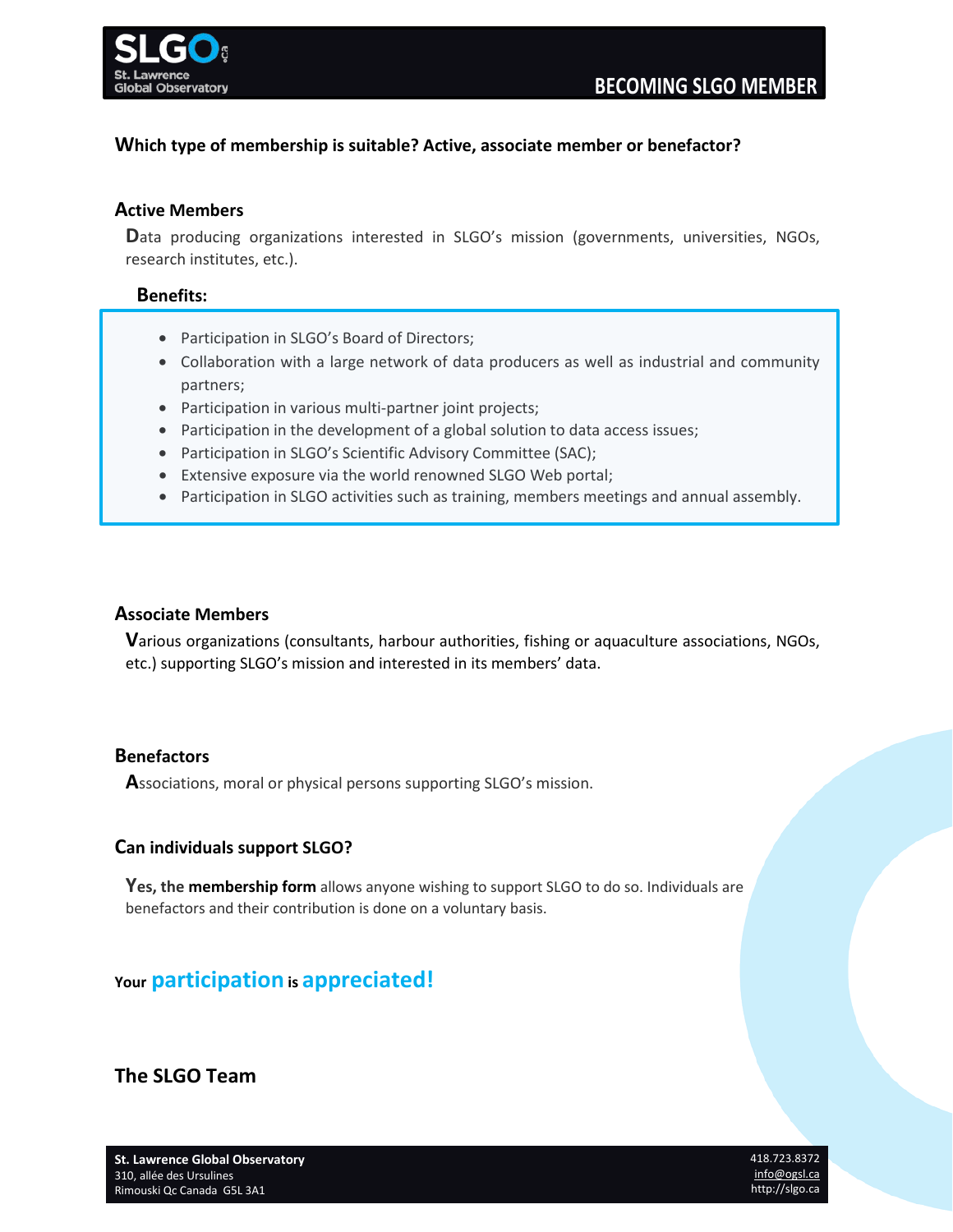# BECOMING SLGO MEMBER

## Which type of membership is suitable? Active, associate member or benefactor?

### Active Members

Data producing organizations interested in SLGO's mission (governments, universities, NGOs, research institutes, etc.).

**Benefits:**

- Participation in SLGO's Board of Directors;
- Collaboration with a large network of data producers as well as industrial and community partners;
- Participation in various multi-partner joint projects;
- Participation in the development of a global solution to data access issues;
- Participation in SLGO's Scientific Advisory Committee (SAC);
- Extensive exposure via the world renowned SLGO Web portal;
- Participation in SLGO activities such as training, members meetings and annual assembly.

### Associate Members

Various organizations (consultants, harbour authorities, fishing or aquaculture associations, NGOs, etc.) supporting SLGO's mission and interested in its members' data.

### Benefactors

Associations, moral or physical persons supporting SLGO's mission.

### Can individuals support SLGO?

**Yes, the membership form** allows anyone wishing to support SLGO to do so. Individuals are benefactors and their contribution is done on a voluntary basis.

**Your participation is appreciated!**

**The SLGO Team**

**St. Lawrence Global Observatory**
310, allée des Ursulines
Rimouski Qc Canada G5L 3A1

418.723.8372
info@ogsl.ca
http://slgo.ca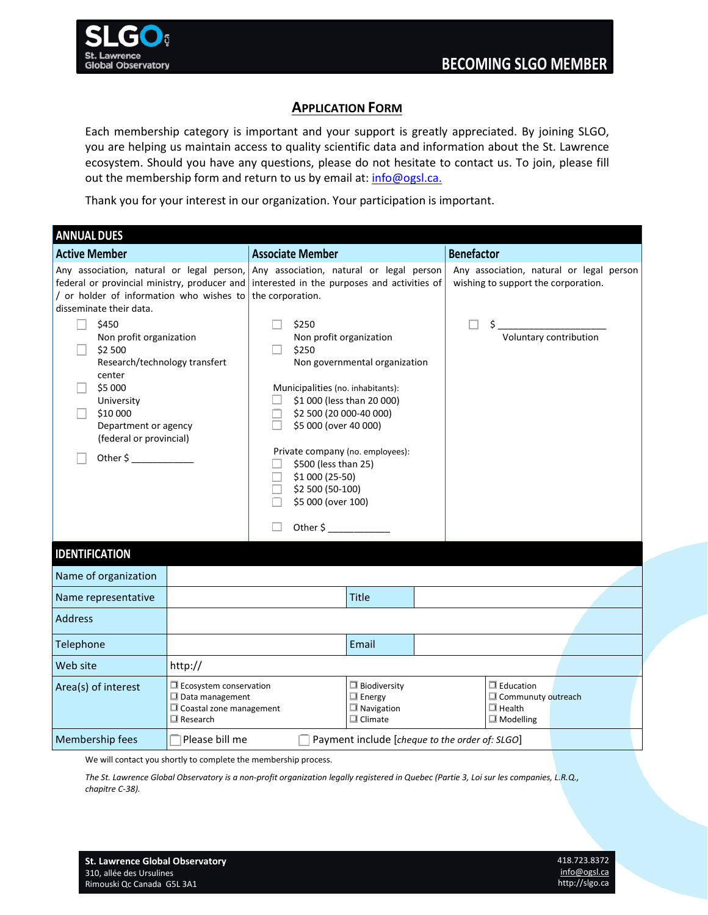# BECOMING SLGO MEMBER

## APPLICATION FORM

Each membership category is important and your support is greatly appreciated. By joining SLGO, you are helping us maintain access to quality scientific data and information about the St. Lawrence ecosystem. Should you have any questions, please do not hesitate to contact us. To join, please fill out the membership form and return to us by email at: info@ogsl.ca.

Thank you for your interest in our organization. Your participation is important.

### ANNUAL DUES

| Active Member | Associate Member | Benefactor |
|---|---|---|
| Any association, natural or legal person, federal or provincial ministry, producer and / or holder of information who wishes to disseminate their data. | Any association, natural or legal person interested in the purposes and activities of the corporation. | Any association, natural or legal person wishing to support the corporation. |
| ☐ $450 Non profit organization<br>☐ $2 500 Research/technology transfert center<br>☐ $5 000 University<br>☐ $10 000 Department or agency (federal or provincial)<br>☐ Other $ ___________ | ☐ $250 Non profit organization<br>☐ $250 Non governmental organization<br><br>Municipalities (no. inhabitants):<br>☐ $1 000 (less than 20 000)<br>☐ $2 500 (20 000-40 000)<br>☐ $5 000 (over 40 000)<br><br>Private company (no. employees):<br>☐ $500 (less than 25)<br>☐ $1 000 (25-50)<br>☐ $2 500 (50-100)<br>☐ $5 000 (over 100)<br><br>☐ Other $ ___________ | ☐ $ ____________________<br>Voluntary contribution |

### IDENTIFICATION

| | | | |
|---|---|---|---|
| Name of organization | | | |
| Name representative | | Title | |
| Address | | | |
| Telephone | | Email | |
| Web site | http:// | | |
| Area(s) of interest | ☐ Ecosystem conservation<br>☐ Data management<br>☐ Coastal zone management<br>☐ Research | ☐ Biodiversity<br>☐ Energy<br>☐ Navigation<br>☐ Climate | ☐ Education<br>☐ Communuty outreach<br>☐ Health<br>☐ Modelling |
| Membership fees | ☐ Please bill me | ☐ Payment include [*cheque to the order of: SLGO*] | |

We will contact you shortly to complete the membership process.

*The St. Lawrence Global Observatory is a non-profit organization legally registered in Quebec (Partie 3, Loi sur les companies, L.R.Q., chapitre C-38).*

**St. Lawrence Global Observatory**
310, allée des Ursulines
Rimouski Qc Canada G5L 3A1

418.723.8372
info@ogsl.ca
http://slgo.ca